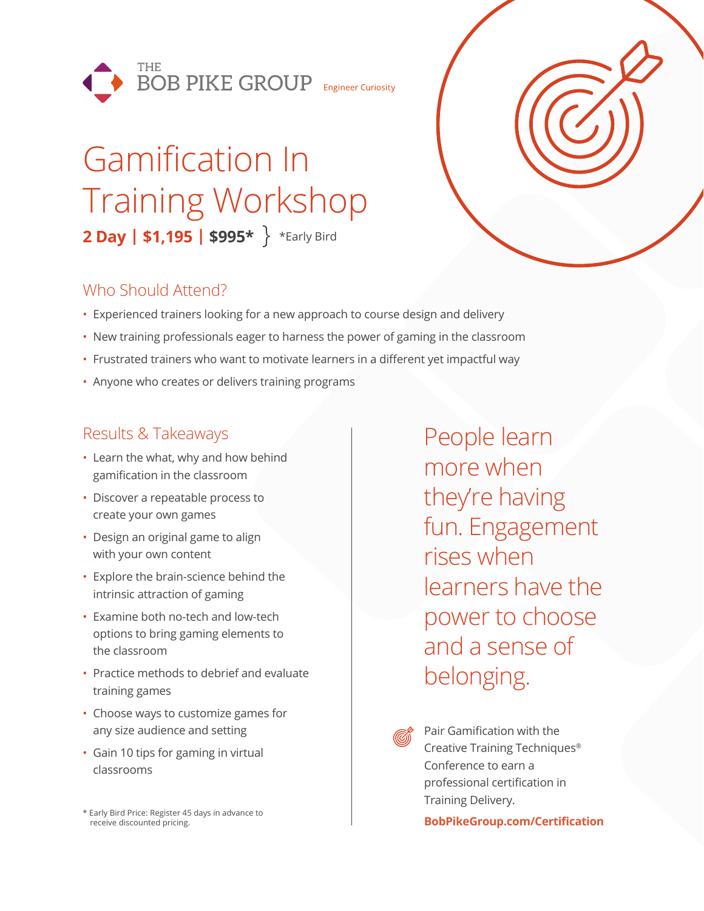THE BOB PIKE GROUP Engineer Curiosity

# Gamification In Training Workshop

**2 Day | $1,195 | $995*** } *Early Bird

## Who Should Attend?

- Experienced trainers looking for a new approach to course design and delivery
- New training professionals eager to harness the power of gaming in the classroom
- Frustrated trainers who want to motivate learners in a different yet impactful way
- Anyone who creates or delivers training programs

## Results & Takeaways

- Learn the what, why and how behind gamification in the classroom
- Discover a repeatable process to create your own games
- Design an original game to align with your own content
- Explore the brain-science behind the intrinsic attraction of gaming
- Examine both no-tech and low-tech options to bring gaming elements to the classroom
- Practice methods to debrief and evaluate training games
- Choose ways to customize games for any size audience and setting
- Gain 10 tips for gaming in virtual classrooms

* Early Bird Price: Register 45 days in advance to receive discounted pricing.

People learn more when they're having fun. Engagement rises when learners have the power to choose and a sense of belonging.

Pair Gamification with the Creative Training Techniques® Conference to earn a professional certification in Training Delivery.

**BobPikeGroup.com/Certification**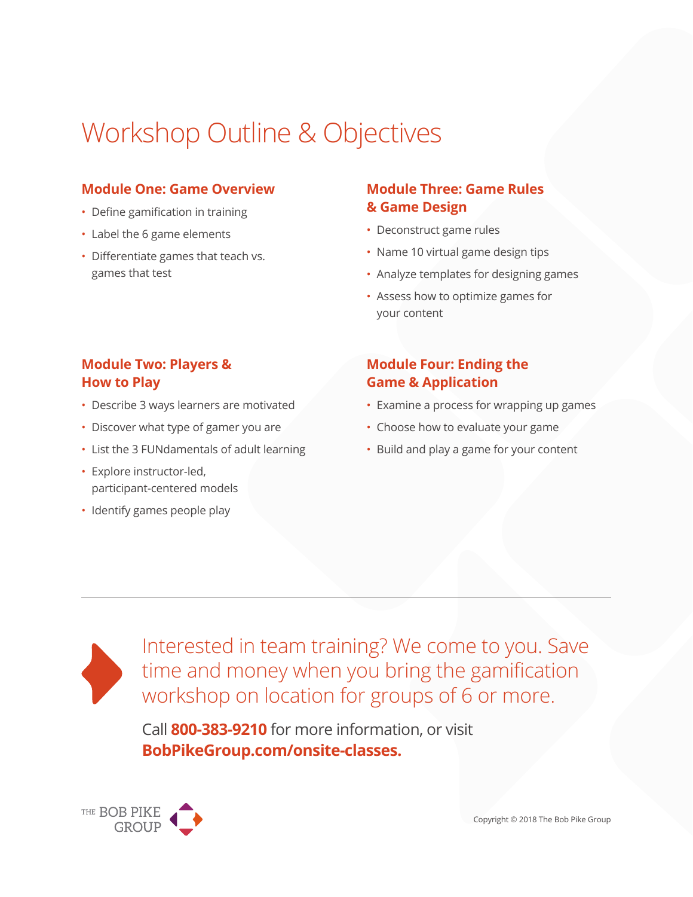# Workshop Outline & Objectives

## Module One: Game Overview

- Define gamification in training
- Label the 6 game elements
- Differentiate games that teach vs. games that test

## Module Two: Players & How to Play

- Describe 3 ways learners are motivated
- Discover what type of gamer you are
- List the 3 FUNdamentals of adult learning
- Explore instructor-led, participant-centered models
- Identify games people play

## Module Three: Game Rules & Game Design

- Deconstruct game rules
- Name 10 virtual game design tips
- Analyze templates for designing games
- Assess how to optimize games for your content

## Module Four: Ending the Game & Application

- Examine a process for wrapping up games
- Choose how to evaluate your game
- Build and play a game for your content

---

Interested in team training? We come to you. Save time and money when you bring the gamification workshop on location for groups of 6 or more.

Call **800-383-9210** for more information, or visit **BobPikeGroup.com/onsite-classes.**

THE BOB PIKE GROUP

Copyright © 2018 The Bob Pike Group